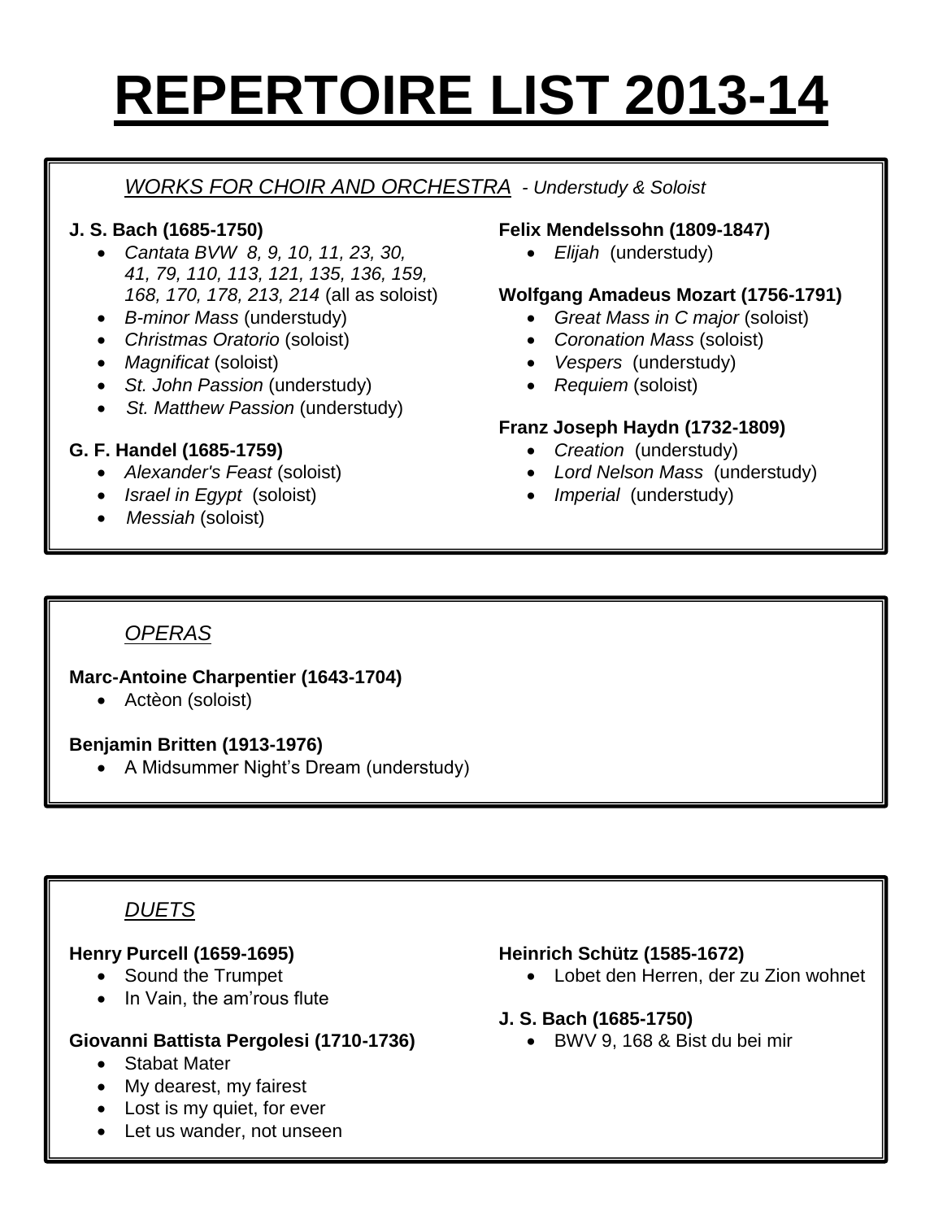# REPERTOIRE LIST 2013-14

## *WORKS FOR CHOIR AND ORCHESTRA* - *Understudy & Soloist*

**J. S. Bach (1685-1750)**

- *Cantata BVW 8, 9, 10, 11, 23, 30, 41, 79, 110, 113, 121, 135, 136, 159, 168, 170, 178, 213, 214* (all as soloist)
- *B-minor Mass* (understudy)
- *Christmas Oratorio* (soloist)
- *Magnificat* (soloist)
- *St. John Passion* (understudy)
- *St. Matthew Passion* (understudy)

**G. F. Handel (1685-1759)**

- *Alexander's Feast* (soloist)
- *Israel in Egypt* (soloist)
- *Messiah* (soloist)

**Felix Mendelssohn (1809-1847)**

- *Elijah* (understudy)

**Wolfgang Amadeus Mozart (1756-1791)**

- *Great Mass in C major* (soloist)
- *Coronation Mass* (soloist)
- *Vespers* (understudy)
- *Requiem* (soloist)

**Franz Joseph Haydn (1732-1809)**

- *Creation* (understudy)
- *Lord Nelson Mass* (understudy)
- *Imperial* (understudy)

## *OPERAS*

**Marc-Antoine Charpentier (1643-1704)**

- Actèon (soloist)

**Benjamin Britten (1913-1976)**

- A Midsummer Night's Dream (understudy)

## *DUETS*

**Henry Purcell (1659-1695)**

- Sound the Trumpet
- In Vain, the am'rous flute

**Giovanni Battista Pergolesi (1710-1736)**

- Stabat Mater
- My dearest, my fairest
- Lost is my quiet, for ever
- Let us wander, not unseen

**Heinrich Schütz (1585-1672)**

- Lobet den Herren, der zu Zion wohnet

**J. S. Bach (1685-1750)**

- BWV 9, 168 & Bist du bei mir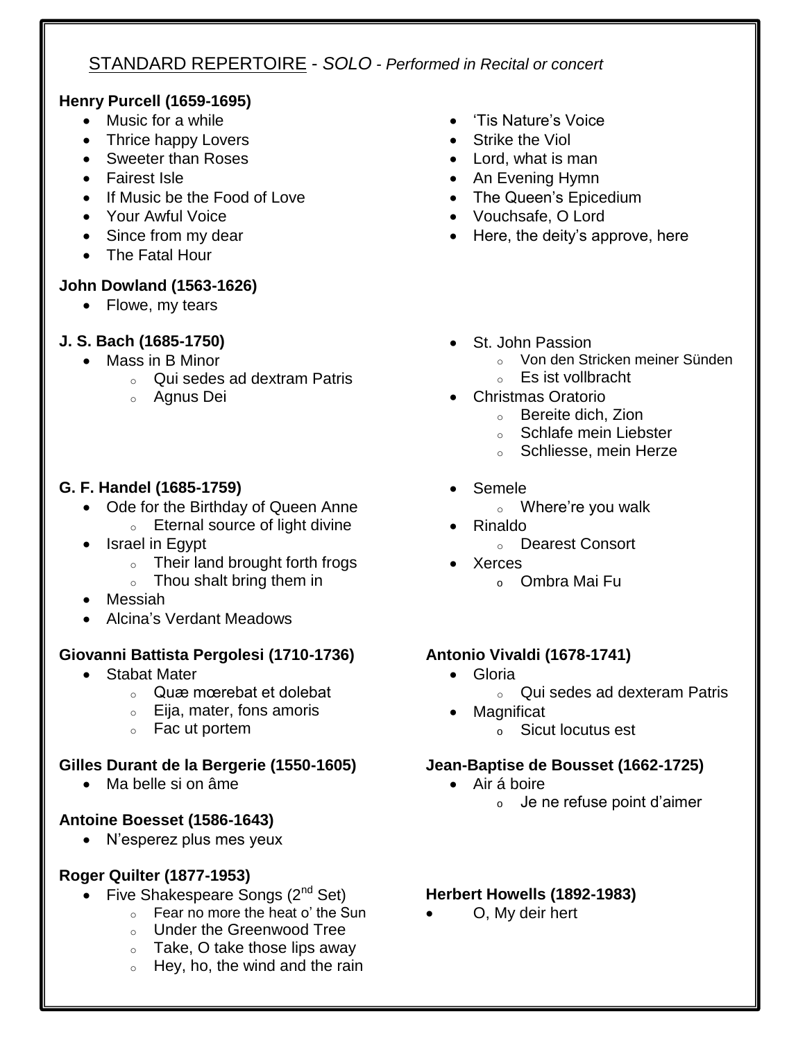## STANDARD REPERTOIRE - *SOLO - Performed in Recital or concert*

**Henry Purcell (1659-1695)**

- Music for a while
- Thrice happy Lovers
- Sweeter than Roses
- Fairest Isle
- If Music be the Food of Love
- Your Awful Voice
- Since from my dear
- The Fatal Hour
- 'Tis Nature's Voice
- Strike the Viol
- Lord, what is man
- An Evening Hymn
- The Queen's Epicedium
- Vouchsafe, O Lord
- Here, the deity's approve, here

**John Dowland (1563-1626)**

- Flowe, my tears

**J. S. Bach (1685-1750)**

- Mass in B Minor
  - Qui sedes ad dextram Patris
  - Agnus Dei
- St. John Passion
  - Von den Stricken meiner Sünden
  - Es ist vollbracht
- Christmas Oratorio
  - Bereite dich, Zion
  - Schlafe mein Liebster
  - Schliesse, mein Herze

**G. F. Handel (1685-1759)**

- Ode for the Birthday of Queen Anne
  - Eternal source of light divine
- Israel in Egypt
  - Their land brought forth frogs
  - Thou shalt bring them in
- Messiah
- Alcina's Verdant Meadows
- Semele
  - Where're you walk
- Rinaldo
  - Dearest Consort
- Xerces
  - Ombra Mai Fu

**Giovanni Battista Pergolesi (1710-1736)**

- Stabat Mater
  - Quæ mœrebat et dolebat
  - Eija, mater, fons amoris
  - Fac ut portem

**Antonio Vivaldi (1678-1741)**

- Gloria
  - Qui sedes ad dexteram Patris
- Magnificat
  - Sicut locutus est

**Gilles Durant de la Bergerie (1550-1605)**

- Ma belle si on âme

**Jean-Baptise de Bousset (1662-1725)**

- Air á boire
  - Je ne refuse point d'aimer

**Antoine Boesset (1586-1643)**

- N'esperez plus mes yeux

**Roger Quilter (1877-1953)**

- Five Shakespeare Songs (2nd Set)
  - Fear no more the heat o' the Sun
  - Under the Greenwood Tree
  - Take, O take those lips away
  - Hey, ho, the wind and the rain

**Herbert Howells (1892-1983)**

- O, My deir hert